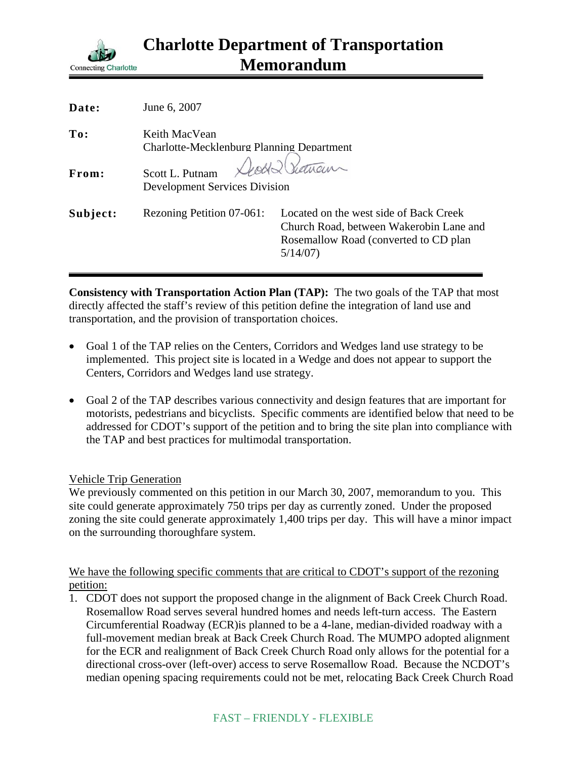# Charlotte Department of Transportation Memorandum

Connecting Charlotte

**Date:** June 6, 2007

**To:** Keith MacVean
Charlotte-Mecklenburg Planning Department

**From:** Scott L. Putnam
Development Services Division

**Subject:** Rezoning Petition 07-061: Located on the west side of Back Creek Church Road, between Wakerobin Lane and Rosemallow Road (converted to CD plan 5/14/07)

---

**Consistency with Transportation Action Plan (TAP):** The two goals of the TAP that most directly affected the staff's review of this petition define the integration of land use and transportation, and the provision of transportation choices.

- Goal 1 of the TAP relies on the Centers, Corridors and Wedges land use strategy to be implemented. This project site is located in a Wedge and does not appear to support the Centers, Corridors and Wedges land use strategy.
- Goal 2 of the TAP describes various connectivity and design features that are important for motorists, pedestrians and bicyclists. Specific comments are identified below that need to be addressed for CDOT's support of the petition and to bring the site plan into compliance with the TAP and best practices for multimodal transportation.

Vehicle Trip Generation

We previously commented on this petition in our March 30, 2007, memorandum to you. This site could generate approximately 750 trips per day as currently zoned. Under the proposed zoning the site could generate approximately 1,400 trips per day. This will have a minor impact on the surrounding thoroughfare system.

We have the following specific comments that are critical to CDOT's support of the rezoning petition:

1. CDOT does not support the proposed change in the alignment of Back Creek Church Road. Rosemallow Road serves several hundred homes and needs left-turn access. The Eastern Circumferential Roadway (ECR)is planned to be a 4-lane, median-divided roadway with a full-movement median break at Back Creek Church Road. The MUMPO adopted alignment for the ECR and realignment of Back Creek Church Road only allows for the potential for a directional cross-over (left-over) access to serve Rosemallow Road. Because the NCDOT's median opening spacing requirements could not be met, relocating Back Creek Church Road

FAST – FRIENDLY - FLEXIBLE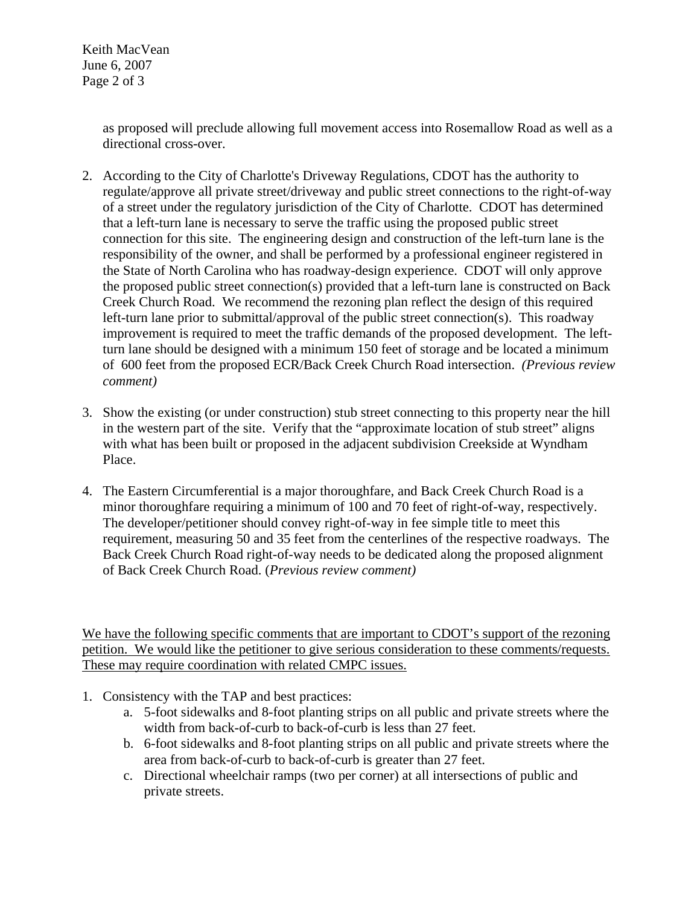as proposed will preclude allowing full movement access into Rosemallow Road as well as a directional cross-over.

2. According to the City of Charlotte's Driveway Regulations, CDOT has the authority to regulate/approve all private street/driveway and public street connections to the right-of-way of a street under the regulatory jurisdiction of the City of Charlotte. CDOT has determined that a left-turn lane is necessary to serve the traffic using the proposed public street connection for this site. The engineering design and construction of the left-turn lane is the responsibility of the owner, and shall be performed by a professional engineer registered in the State of North Carolina who has roadway-design experience. CDOT will only approve the proposed public street connection(s) provided that a left-turn lane is constructed on Back Creek Church Road. We recommend the rezoning plan reflect the design of this required left-turn lane prior to submittal/approval of the public street connection(s). This roadway improvement is required to meet the traffic demands of the proposed development. The left-turn lane should be designed with a minimum 150 feet of storage and be located a minimum of 600 feet from the proposed ECR/Back Creek Church Road intersection. *(Previous review comment)*

3. Show the existing (or under construction) stub street connecting to this property near the hill in the western part of the site. Verify that the "approximate location of stub street" aligns with what has been built or proposed in the adjacent subdivision Creekside at Wyndham Place.

4. The Eastern Circumferential is a major thoroughfare, and Back Creek Church Road is a minor thoroughfare requiring a minimum of 100 and 70 feet of right-of-way, respectively. The developer/petitioner should convey right-of-way in fee simple title to meet this requirement, measuring 50 and 35 feet from the centerlines of the respective roadways. The Back Creek Church Road right-of-way needs to be dedicated along the proposed alignment of Back Creek Church Road. (*Previous review comment)*

<u>We have the following specific comments that are important to CDOT's support of the rezoning petition. We would like the petitioner to give serious consideration to these comments/requests. These may require coordination with related CMPC issues.</u>

1. Consistency with the TAP and best practices:
   a. 5-foot sidewalks and 8-foot planting strips on all public and private streets where the width from back-of-curb to back-of-curb is less than 27 feet.
   b. 6-foot sidewalks and 8-foot planting strips on all public and private streets where the area from back-of-curb to back-of-curb is greater than 27 feet.
   c. Directional wheelchair ramps (two per corner) at all intersections of public and private streets.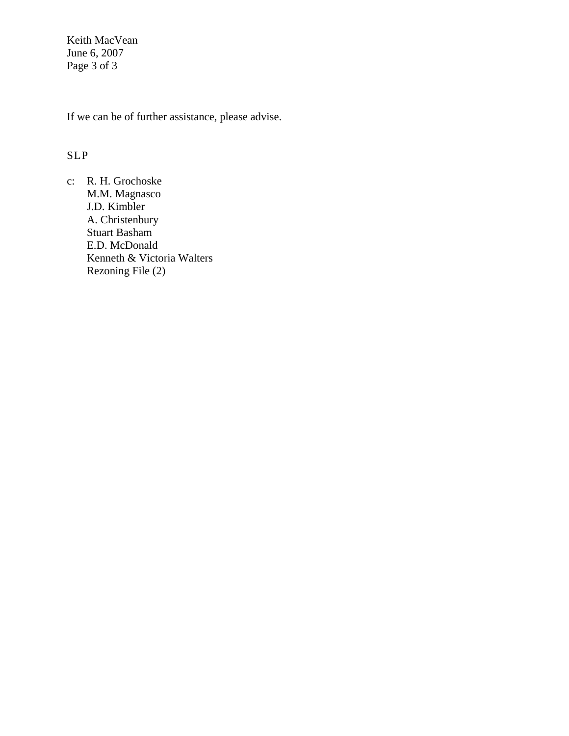If we can be of further assistance, please advise.

SLP

c: R. H. Grochoske
M.M. Magnasco
J.D. Kimbler
A. Christenbury
Stuart Basham
E.D. McDonald
Kenneth & Victoria Walters
Rezoning File (2)